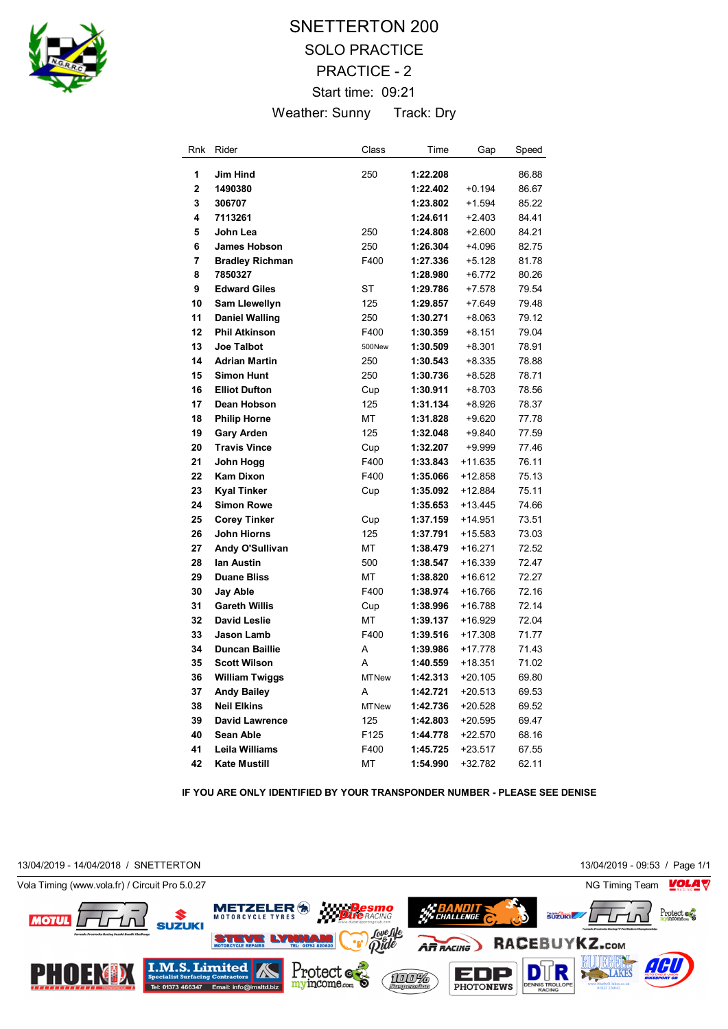# SNETTERTON 200

## SOLO PRACTICE

## PRACTICE - 2

Start time: 09:21

Weather: Sunny     Track: Dry

| Rnk | Rider | Class | Time | Gap | Speed |
|---|---|---|---|---|---|
| 1 | **Jim Hind** | 250 | **1:22.208** | | 86.88 |
| 2 | **1490380** | | **1:22.402** | +0.194 | 86.67 |
| 3 | **306707** | | **1:23.802** | +1.594 | 85.22 |
| 4 | **7113261** | | **1:24.611** | +2.403 | 84.41 |
| 5 | **John Lea** | 250 | **1:24.808** | +2.600 | 84.21 |
| 6 | **James Hobson** | 250 | **1:26.304** | +4.096 | 82.75 |
| 7 | **Bradley Richman** | F400 | **1:27.336** | +5.128 | 81.78 |
| 8 | **7850327** | | **1:28.980** | +6.772 | 80.26 |
| 9 | **Edward Giles** | ST | **1:29.786** | +7.578 | 79.54 |
| 10 | **Sam Llewellyn** | 125 | **1:29.857** | +7.649 | 79.48 |
| 11 | **Daniel Walling** | 250 | **1:30.271** | +8.063 | 79.12 |
| 12 | **Phil Atkinson** | F400 | **1:30.359** | +8.151 | 79.04 |
| 13 | **Joe Talbot** | 500New | **1:30.509** | +8.301 | 78.91 |
| 14 | **Adrian Martin** | 250 | **1:30.543** | +8.335 | 78.88 |
| 15 | **Simon Hunt** | 250 | **1:30.736** | +8.528 | 78.71 |
| 16 | **Elliot Dufton** | Cup | **1:30.911** | +8.703 | 78.56 |
| 17 | **Dean Hobson** | 125 | **1:31.134** | +8.926 | 78.37 |
| 18 | **Philip Horne** | MT | **1:31.828** | +9.620 | 77.78 |
| 19 | **Gary Arden** | 125 | **1:32.048** | +9.840 | 77.59 |
| 20 | **Travis Vince** | Cup | **1:32.207** | +9.999 | 77.46 |
| 21 | **John Hogg** | F400 | **1:33.843** | +11.635 | 76.11 |
| 22 | **Kam Dixon** | F400 | **1:35.066** | +12.858 | 75.13 |
| 23 | **Kyal Tinker** | Cup | **1:35.092** | +12.884 | 75.11 |
| 24 | **Simon Rowe** | | **1:35.653** | +13.445 | 74.66 |
| 25 | **Corey Tinker** | Cup | **1:37.159** | +14.951 | 73.51 |
| 26 | **John Hiorns** | 125 | **1:37.791** | +15.583 | 73.03 |
| 27 | **Andy O'Sullivan** | MT | **1:38.479** | +16.271 | 72.52 |
| 28 | **Ian Austin** | 500 | **1:38.547** | +16.339 | 72.47 |
| 29 | **Duane Bliss** | MT | **1:38.820** | +16.612 | 72.27 |
| 30 | **Jay Able** | F400 | **1:38.974** | +16.766 | 72.16 |
| 31 | **Gareth Willis** | Cup | **1:38.996** | +16.788 | 72.14 |
| 32 | **David Leslie** | MT | **1:39.137** | +16.929 | 72.04 |
| 33 | **Jason Lamb** | F400 | **1:39.516** | +17.308 | 71.77 |
| 34 | **Duncan Baillie** | A | **1:39.986** | +17.778 | 71.43 |
| 35 | **Scott Wilson** | A | **1:40.559** | +18.351 | 71.02 |
| 36 | **William Twiggs** | MTNew | **1:42.313** | +20.105 | 69.80 |
| 37 | **Andy Bailey** | A | **1:42.721** | +20.513 | 69.53 |
| 38 | **Neil Elkins** | MTNew | **1:42.736** | +20.528 | 69.52 |
| 39 | **David Lawrence** | 125 | **1:42.803** | +20.595 | 69.47 |
| 40 | **Sean Able** | F125 | **1:44.778** | +22.570 | 68.16 |
| 41 | **Leila Williams** | F400 | **1:45.725** | +23.517 | 67.55 |
| 42 | **Kate Mustill** | MT | **1:54.990** | +32.782 | 62.11 |

**IF YOU ARE ONLY IDENTIFIED BY YOUR TRANSPONDER NUMBER - PLEASE SEE DENISE**

13/04/2019 - 14/04/2018 / SNETTERTON     13/04/2019 - 09:53

Vola Timing (www.vola.fr) / Circuit Pro 5.0.27     NG Timing Team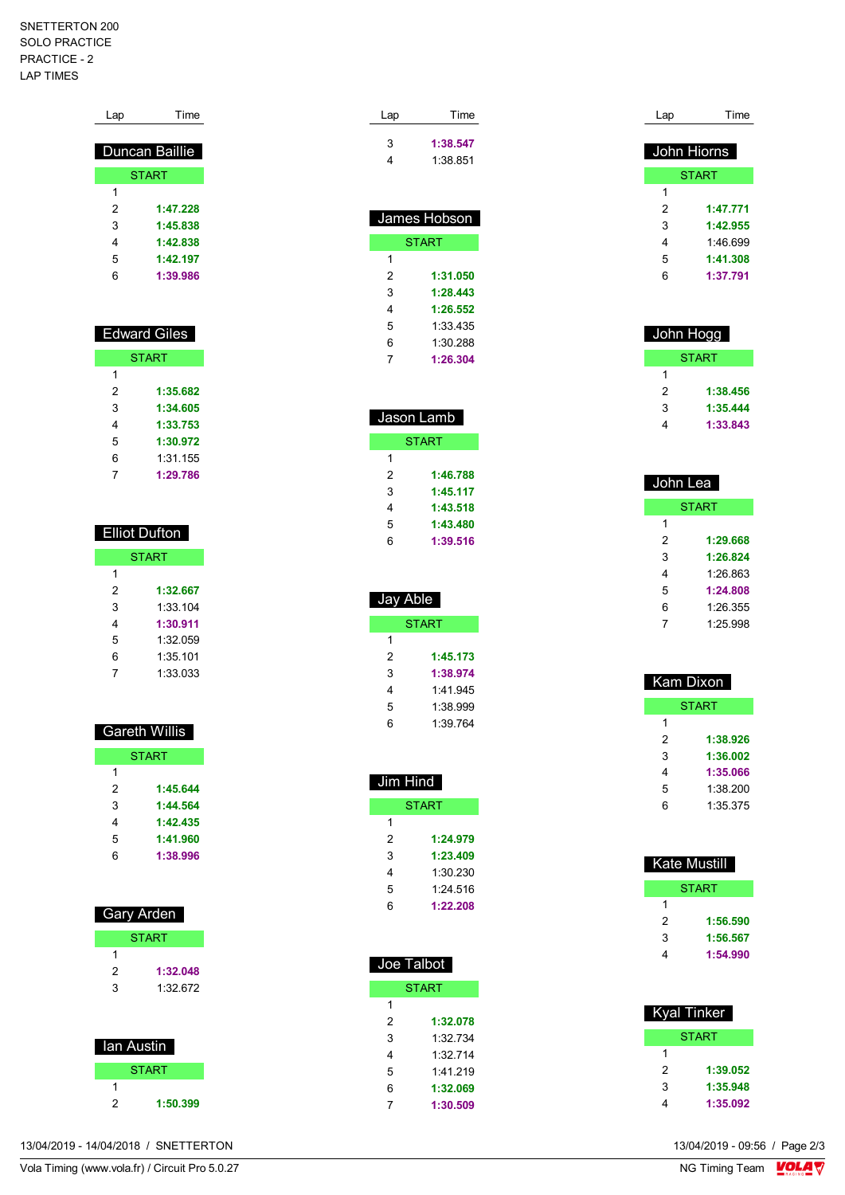SNETTERTON 200
SOLO PRACTICE
PRACTICE - 2
LAP TIMES

### Duncan Baillie

| Lap | Time |
|---|---|
| START | |
| 1 | |
| 2 | 1:47.228 |
| 3 | 1:45.838 |
| 4 | 1:42.838 |
| 5 | 1:42.197 |
| 6 | 1:39.986 |

### Edward Giles

| Lap | Time |
|---|---|
| START | |
| 1 | |
| 2 | 1:35.682 |
| 3 | 1:34.605 |
| 4 | 1:33.753 |
| 5 | 1:30.972 |
| 6 | 1:31.155 |
| 7 | 1:29.786 |

### Elliot Dufton

| Lap | Time |
|---|---|
| START | |
| 1 | |
| 2 | 1:32.667 |
| 3 | 1:33.104 |
| 4 | 1:30.911 |
| 5 | 1:32.059 |
| 6 | 1:35.101 |
| 7 | 1:33.033 |

### Gareth Willis

| Lap | Time |
|---|---|
| START | |
| 1 | |
| 2 | 1:45.644 |
| 3 | 1:44.564 |
| 4 | 1:42.435 |
| 5 | 1:41.960 |
| 6 | 1:38.996 |

### Gary Arden

| Lap | Time |
|---|---|
| START | |
| 1 | |
| 2 | 1:32.048 |
| 3 | 1:32.672 |

### Ian Austin

| Lap | Time |
|---|---|
| START | |
| 1 | |
| 2 | 1:50.399 |
| 3 | 1:38.547 |
| 4 | 1:38.851 |

### James Hobson

| Lap | Time |
|---|---|
| START | |
| 1 | |
| 2 | 1:31.050 |
| 3 | 1:28.443 |
| 4 | 1:26.552 |
| 5 | 1:33.435 |
| 6 | 1:30.288 |
| 7 | 1:26.304 |

### Jason Lamb

| Lap | Time |
|---|---|
| START | |
| 1 | |
| 2 | 1:46.788 |
| 3 | 1:45.117 |
| 4 | 1:43.518 |
| 5 | 1:43.480 |
| 6 | 1:39.516 |

### Jay Able

| Lap | Time |
|---|---|
| START | |
| 1 | |
| 2 | 1:45.173 |
| 3 | 1:38.974 |
| 4 | 1:41.945 |
| 5 | 1:38.999 |
| 6 | 1:39.764 |

### Jim Hind

| Lap | Time |
|---|---|
| START | |
| 1 | |
| 2 | 1:24.979 |
| 3 | 1:23.409 |
| 4 | 1:30.230 |
| 5 | 1:24.516 |
| 6 | 1:22.208 |

### Joe Talbot

| Lap | Time |
|---|---|
| START | |
| 1 | |
| 2 | 1:32.078 |
| 3 | 1:32.734 |
| 4 | 1:32.714 |
| 5 | 1:41.219 |
| 6 | 1:32.069 |
| 7 | 1:30.509 |

### John Hiorns

| Lap | Time |
|---|---|
| START | |
| 1 | |
| 2 | 1:47.771 |
| 3 | 1:42.955 |
| 4 | 1:46.699 |
| 5 | 1:41.308 |
| 6 | 1:37.791 |

### John Hogg

| Lap | Time |
|---|---|
| START | |
| 1 | |
| 2 | 1:38.456 |
| 3 | 1:35.444 |
| 4 | 1:33.843 |

### John Lea

| Lap | Time |
|---|---|
| START | |
| 1 | |
| 2 | 1:29.668 |
| 3 | 1:26.824 |
| 4 | 1:26.863 |
| 5 | 1:24.808 |
| 6 | 1:26.355 |
| 7 | 1:25.998 |

### Kam Dixon

| Lap | Time |
|---|---|
| START | |
| 1 | |
| 2 | 1:38.926 |
| 3 | 1:36.002 |
| 4 | 1:35.066 |
| 5 | 1:38.200 |
| 6 | 1:35.375 |

### Kate Mustill

| Lap | Time |
|---|---|
| START | |
| 1 | |
| 2 | 1:56.590 |
| 3 | 1:56.567 |
| 4 | 1:54.990 |

### Kyal Tinker

| Lap | Time |
|---|---|
| START | |
| 1 | |
| 2 | 1:39.052 |
| 3 | 1:35.948 |
| 4 | 1:35.092 |

13/04/2019 - 14/04/2018 / SNETTERTON
13/04/2019 - 09:56
Vola Timing (www.vola.fr) / Circuit Pro 5.0.27
NG Timing Team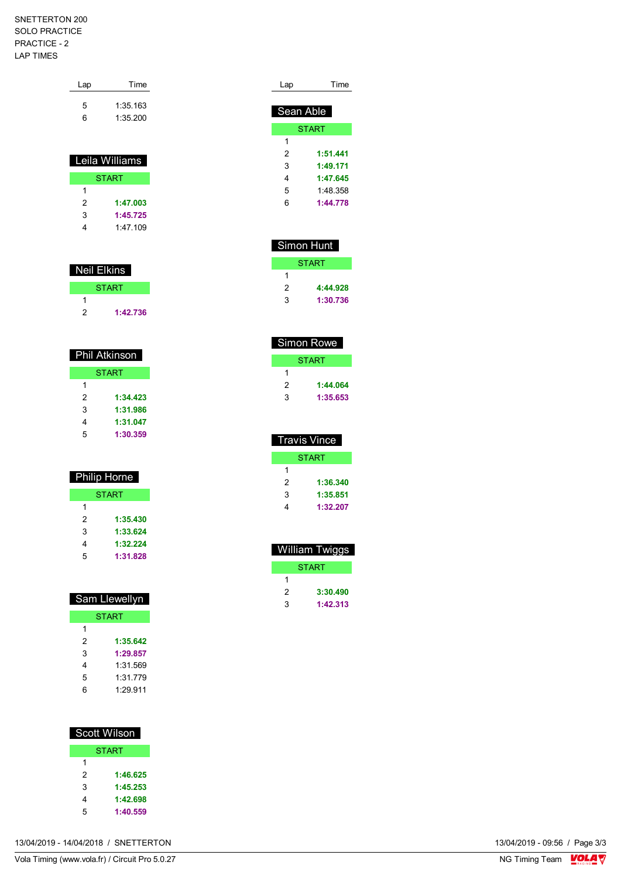SNETTERTON 200
SOLO PRACTICE
PRACTICE - 2
LAP TIMES

| Lap | Time |
|---|---|
| 5 | 1:35.163 |
| 6 | 1:35.200 |

## Leila Williams

| Lap | Time |
|---|---|
| START | |
| 1 | |
| 2 | 1:47.003 |
| 3 | 1:45.725 |
| 4 | 1:47.109 |

## Neil Elkins

| Lap | Time |
|---|---|
| START | |
| 1 | |
| 2 | 1:42.736 |

## Phil Atkinson

| Lap | Time |
|---|---|
| START | |
| 1 | |
| 2 | 1:34.423 |
| 3 | 1:31.986 |
| 4 | 1:31.047 |
| 5 | 1:30.359 |

## Philip Horne

| Lap | Time |
|---|---|
| START | |
| 1 | |
| 2 | 1:35.430 |
| 3 | 1:33.624 |
| 4 | 1:32.224 |
| 5 | 1:31.828 |

## Sam Llewellyn

| Lap | Time |
|---|---|
| START | |
| 1 | |
| 2 | 1:35.642 |
| 3 | 1:29.857 |
| 4 | 1:31.569 |
| 5 | 1:31.779 |
| 6 | 1:29.911 |

## Scott Wilson

| Lap | Time |
|---|---|
| START | |
| 1 | |
| 2 | 1:46.625 |
| 3 | 1:45.253 |
| 4 | 1:42.698 |
| 5 | 1:40.559 |

## Sean Able

| Lap | Time |
|---|---|
| START | |
| 1 | |
| 2 | 1:51.441 |
| 3 | 1:49.171 |
| 4 | 1:47.645 |
| 5 | 1:48.358 |
| 6 | 1:44.778 |

## Simon Hunt

| Lap | Time |
|---|---|
| START | |
| 1 | |
| 2 | 4:44.928 |
| 3 | 1:30.736 |

## Simon Rowe

| Lap | Time |
|---|---|
| START | |
| 1 | |
| 2 | 1:44.064 |
| 3 | 1:35.653 |

## Travis Vince

| Lap | Time |
|---|---|
| START | |
| 1 | |
| 2 | 1:36.340 |
| 3 | 1:35.851 |
| 4 | 1:32.207 |

## William Twiggs

| Lap | Time |
|---|---|
| START | |
| 1 | |
| 2 | 3:30.490 |
| 3 | 1:42.313 |

13/04/2019 - 14/04/2018 / SNETTERTON
Vola Timing (www.vola.fr) / Circuit Pro 5.0.27
13/04/2019 - 09:56
NG Timing Team